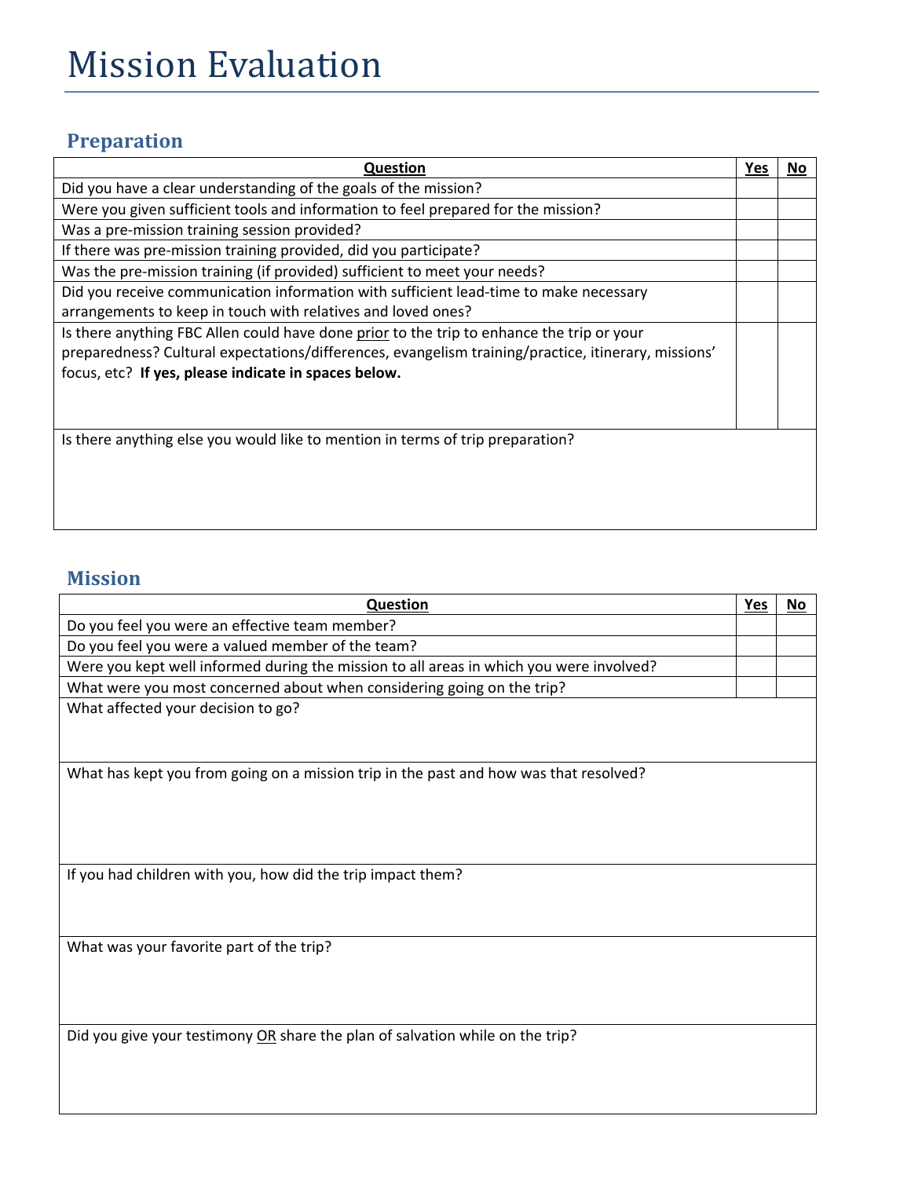# Mission Evaluation

## Preparation

| Question | Yes | No |
|---|---|---|
| Did you have a clear understanding of the goals of the mission? | | |
| Were you given sufficient tools and information to feel prepared for the mission? | | |
| Was a pre-mission training session provided? | | |
| If there was pre-mission training provided, did you participate? | | |
| Was the pre-mission training (if provided) sufficient to meet your needs? | | |
| Did you receive communication information with sufficient lead-time to make necessary arrangements to keep in touch with relatives and loved ones? | | |
| Is there anything FBC Allen could have done prior to the trip to enhance the trip or your preparedness? Cultural expectations/differences, evangelism training/practice, itinerary, missions' focus, etc? **If yes, please indicate in spaces below.** | | |
| Is there anything else you would like to mention in terms of trip preparation? | | |

## Mission

| Question | Yes | No |
|---|---|---|
| Do you feel you were an effective team member? | | |
| Do you feel you were a valued member of the team? | | |
| Were you kept well informed during the mission to all areas in which you were involved? | | |
| What were you most concerned about when considering going on the trip? | | |
| What affected your decision to go? | | |
| What has kept you from going on a mission trip in the past and how was that resolved? | | |
| If you had children with you, how did the trip impact them? | | |
| What was your favorite part of the trip? | | |
| Did you give your testimony OR share the plan of salvation while on the trip? | | |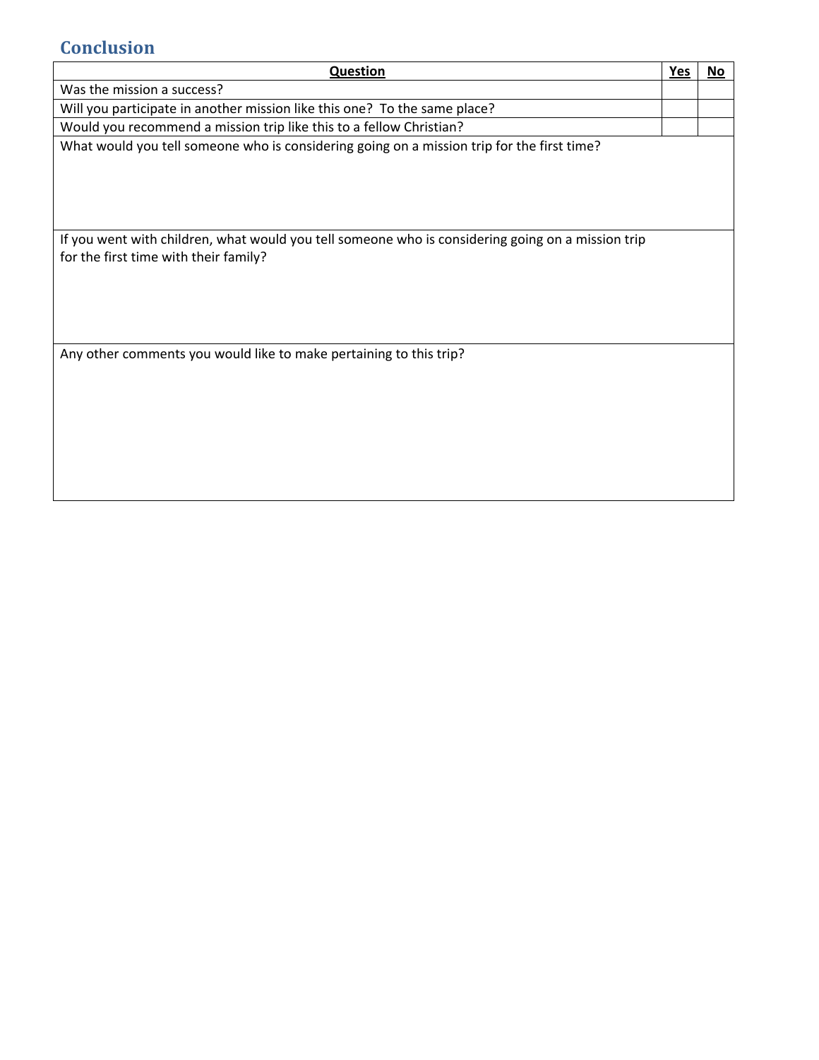## Conclusion

| Question | Yes | No |
|---|---|---|
| Was the mission a success? | | |
| Will you participate in another mission like this one?  To the same place? | | |
| Would you recommend a mission trip like this to a fellow Christian? | | |
| What would you tell someone who is considering going on a mission trip for the first time? | | |
| If you went with children, what would you tell someone who is considering going on a mission trip for the first time with their family? | | |
| Any other comments you would like to make pertaining to this trip? | | |